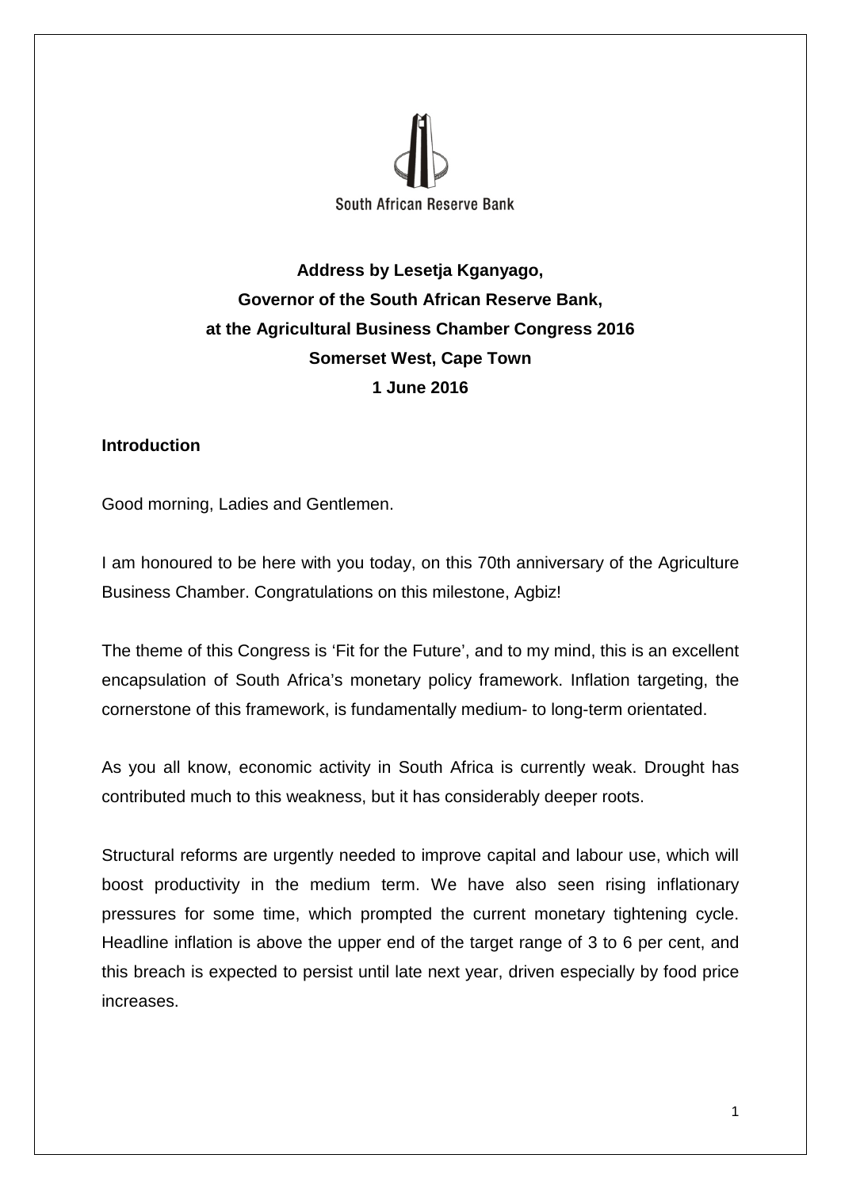South African Reserve Bank

**Address by Lesetja Kganyago,**
**Governor of the South African Reserve Bank,**
**at the Agricultural Business Chamber Congress 2016**
**Somerset West, Cape Town**
**1 June 2016**

## Introduction

Good morning, Ladies and Gentlemen.

I am honoured to be here with you today, on this 70th anniversary of the Agriculture Business Chamber. Congratulations on this milestone, Agbiz!

The theme of this Congress is 'Fit for the Future', and to my mind, this is an excellent encapsulation of South Africa's monetary policy framework. Inflation targeting, the cornerstone of this framework, is fundamentally medium- to long-term orientated.

As you all know, economic activity in South Africa is currently weak. Drought has contributed much to this weakness, but it has considerably deeper roots.

Structural reforms are urgently needed to improve capital and labour use, which will boost productivity in the medium term. We have also seen rising inflationary pressures for some time, which prompted the current monetary tightening cycle. Headline inflation is above the upper end of the target range of 3 to 6 per cent, and this breach is expected to persist until late next year, driven especially by food price increases.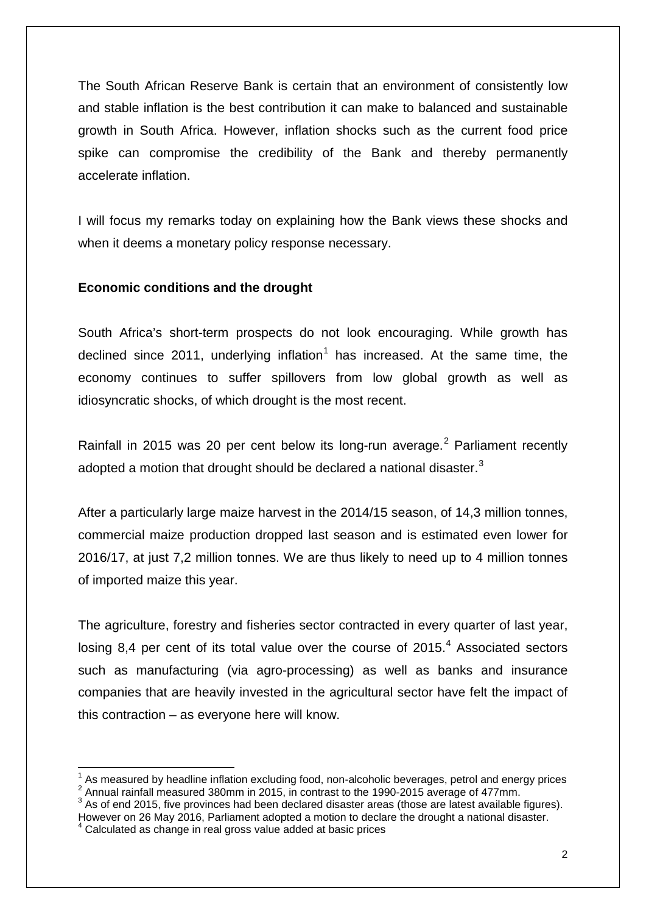The South African Reserve Bank is certain that an environment of consistently low and stable inflation is the best contribution it can make to balanced and sustainable growth in South Africa. However, inflation shocks such as the current food price spike can compromise the credibility of the Bank and thereby permanently accelerate inflation.

I will focus my remarks today on explaining how the Bank views these shocks and when it deems a monetary policy response necessary.

**Economic conditions and the drought**

South Africa's short-term prospects do not look encouraging. While growth has declined since 2011, underlying inflation[1] has increased. At the same time, the economy continues to suffer spillovers from low global growth as well as idiosyncratic shocks, of which drought is the most recent.

Rainfall in 2015 was 20 per cent below its long-run average.[2] Parliament recently adopted a motion that drought should be declared a national disaster.[3]

After a particularly large maize harvest in the 2014/15 season, of 14,3 million tonnes, commercial maize production dropped last season and is estimated even lower for 2016/17, at just 7,2 million tonnes. We are thus likely to need up to 4 million tonnes of imported maize this year.

The agriculture, forestry and fisheries sector contracted in every quarter of last year, losing 8,4 per cent of its total value over the course of 2015.[4] Associated sectors such as manufacturing (via agro-processing) as well as banks and insurance companies that are heavily invested in the agricultural sector have felt the impact of this contraction – as everyone here will know.

---

[1] As measured by headline inflation excluding food, non-alcoholic beverages, petrol and energy prices

[2] Annual rainfall measured 380mm in 2015, in contrast to the 1990-2015 average of 477mm.

[3] As of end 2015, five provinces had been declared disaster areas (those are latest available figures). However on 26 May 2016, Parliament adopted a motion to declare the drought a national disaster.

[4] Calculated as change in real gross value added at basic prices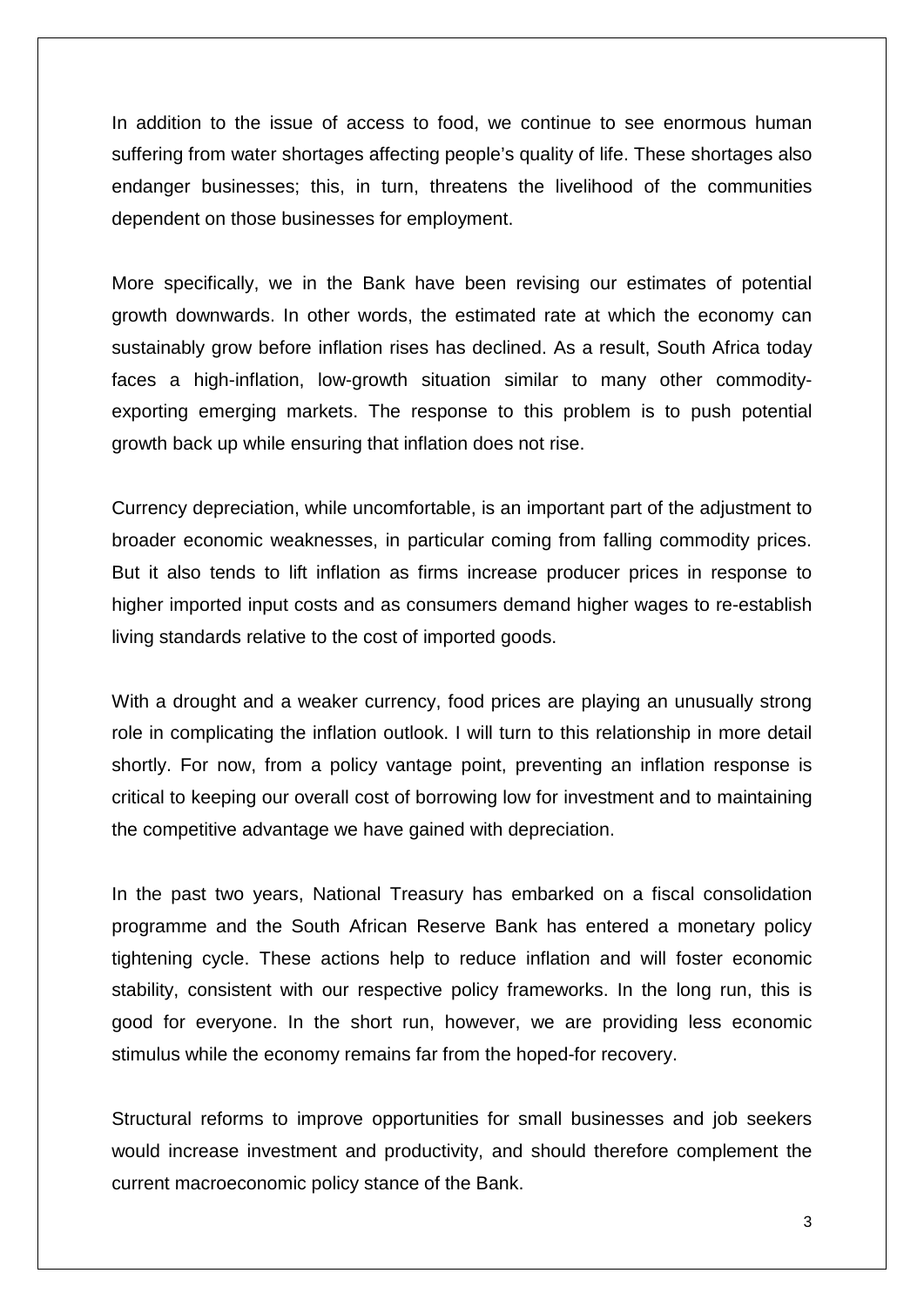In addition to the issue of access to food, we continue to see enormous human suffering from water shortages affecting people's quality of life. These shortages also endanger businesses; this, in turn, threatens the livelihood of the communities dependent on those businesses for employment.

More specifically, we in the Bank have been revising our estimates of potential growth downwards. In other words, the estimated rate at which the economy can sustainably grow before inflation rises has declined. As a result, South Africa today faces a high-inflation, low-growth situation similar to many other commodity-exporting emerging markets. The response to this problem is to push potential growth back up while ensuring that inflation does not rise.

Currency depreciation, while uncomfortable, is an important part of the adjustment to broader economic weaknesses, in particular coming from falling commodity prices. But it also tends to lift inflation as firms increase producer prices in response to higher imported input costs and as consumers demand higher wages to re-establish living standards relative to the cost of imported goods.

With a drought and a weaker currency, food prices are playing an unusually strong role in complicating the inflation outlook. I will turn to this relationship in more detail shortly. For now, from a policy vantage point, preventing an inflation response is critical to keeping our overall cost of borrowing low for investment and to maintaining the competitive advantage we have gained with depreciation.

In the past two years, National Treasury has embarked on a fiscal consolidation programme and the South African Reserve Bank has entered a monetary policy tightening cycle. These actions help to reduce inflation and will foster economic stability, consistent with our respective policy frameworks. In the long run, this is good for everyone. In the short run, however, we are providing less economic stimulus while the economy remains far from the hoped-for recovery.

Structural reforms to improve opportunities for small businesses and job seekers would increase investment and productivity, and should therefore complement the current macroeconomic policy stance of the Bank.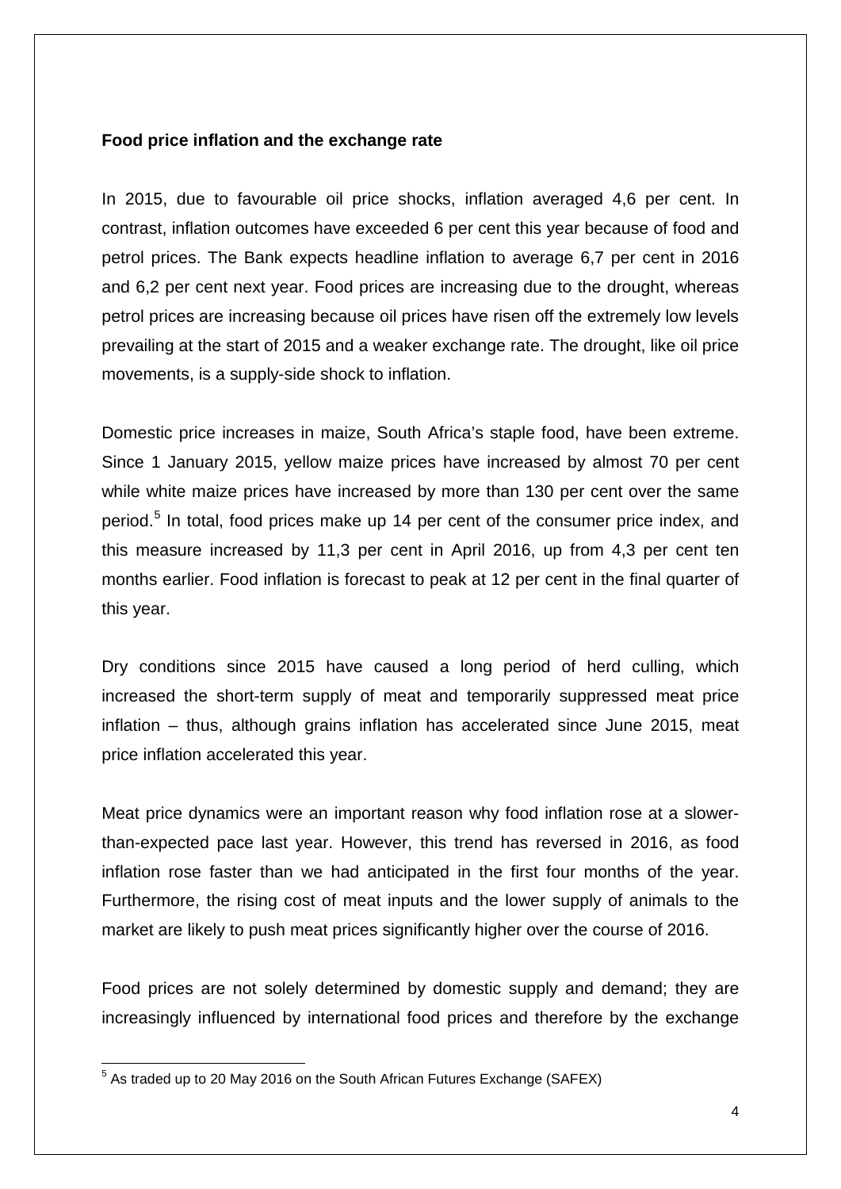**Food price inflation and the exchange rate**

In 2015, due to favourable oil price shocks, inflation averaged 4,6 per cent. In contrast, inflation outcomes have exceeded 6 per cent this year because of food and petrol prices. The Bank expects headline inflation to average 6,7 per cent in 2016 and 6,2 per cent next year. Food prices are increasing due to the drought, whereas petrol prices are increasing because oil prices have risen off the extremely low levels prevailing at the start of 2015 and a weaker exchange rate. The drought, like oil price movements, is a supply-side shock to inflation.

Domestic price increases in maize, South Africa's staple food, have been extreme. Since 1 January 2015, yellow maize prices have increased by almost 70 per cent while white maize prices have increased by more than 130 per cent over the same period.[5] In total, food prices make up 14 per cent of the consumer price index, and this measure increased by 11,3 per cent in April 2016, up from 4,3 per cent ten months earlier. Food inflation is forecast to peak at 12 per cent in the final quarter of this year.

Dry conditions since 2015 have caused a long period of herd culling, which increased the short-term supply of meat and temporarily suppressed meat price inflation – thus, although grains inflation has accelerated since June 2015, meat price inflation accelerated this year.

Meat price dynamics were an important reason why food inflation rose at a slower-than-expected pace last year. However, this trend has reversed in 2016, as food inflation rose faster than we had anticipated in the first four months of the year. Furthermore, the rising cost of meat inputs and the lower supply of animals to the market are likely to push meat prices significantly higher over the course of 2016.

Food prices are not solely determined by domestic supply and demand; they are increasingly influenced by international food prices and therefore by the exchange

[5] As traded up to 20 May 2016 on the South African Futures Exchange (SAFEX)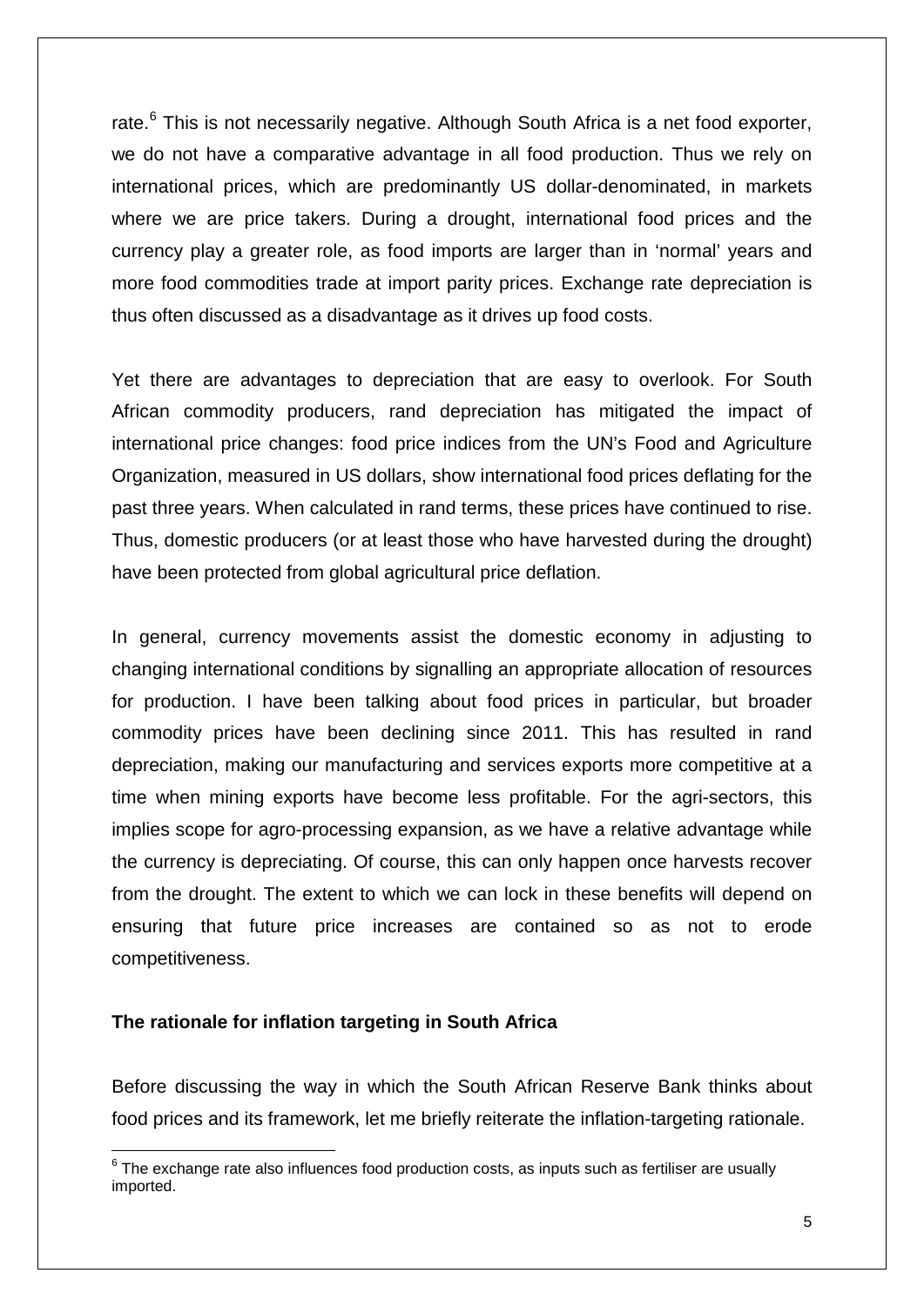rate.[6] This is not necessarily negative. Although South Africa is a net food exporter, we do not have a comparative advantage in all food production. Thus we rely on international prices, which are predominantly US dollar-denominated, in markets where we are price takers. During a drought, international food prices and the currency play a greater role, as food imports are larger than in 'normal' years and more food commodities trade at import parity prices. Exchange rate depreciation is thus often discussed as a disadvantage as it drives up food costs.

Yet there are advantages to depreciation that are easy to overlook. For South African commodity producers, rand depreciation has mitigated the impact of international price changes: food price indices from the UN's Food and Agriculture Organization, measured in US dollars, show international food prices deflating for the past three years. When calculated in rand terms, these prices have continued to rise. Thus, domestic producers (or at least those who have harvested during the drought) have been protected from global agricultural price deflation.

In general, currency movements assist the domestic economy in adjusting to changing international conditions by signalling an appropriate allocation of resources for production. I have been talking about food prices in particular, but broader commodity prices have been declining since 2011. This has resulted in rand depreciation, making our manufacturing and services exports more competitive at a time when mining exports have become less profitable. For the agri-sectors, this implies scope for agro-processing expansion, as we have a relative advantage while the currency is depreciating. Of course, this can only happen once harvests recover from the drought. The extent to which we can lock in these benefits will depend on ensuring that future price increases are contained so as not to erode competitiveness.

**The rationale for inflation targeting in South Africa**

Before discussing the way in which the South African Reserve Bank thinks about food prices and its framework, let me briefly reiterate the inflation-targeting rationale.

[6] The exchange rate also influences food production costs, as inputs such as fertiliser are usually imported.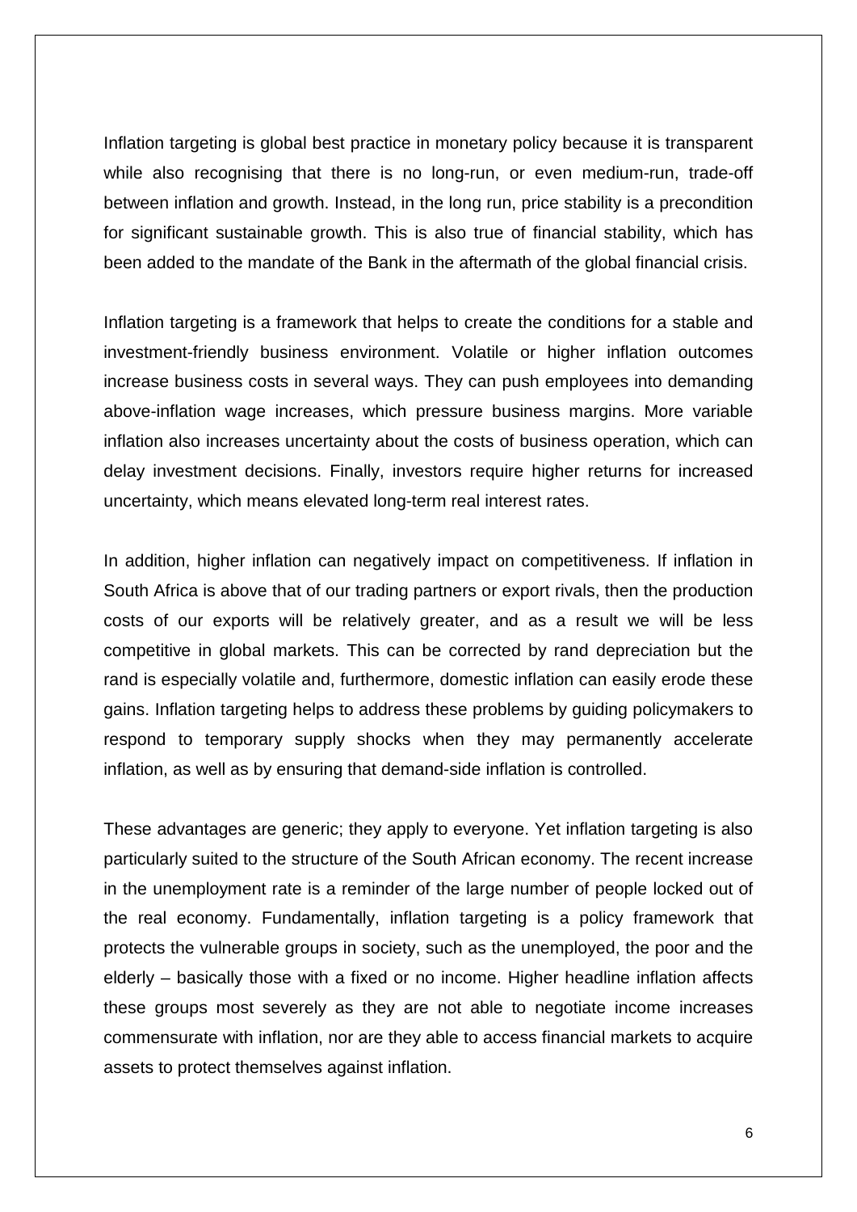Inflation targeting is global best practice in monetary policy because it is transparent while also recognising that there is no long-run, or even medium-run, trade-off between inflation and growth. Instead, in the long run, price stability is a precondition for significant sustainable growth. This is also true of financial stability, which has been added to the mandate of the Bank in the aftermath of the global financial crisis.

Inflation targeting is a framework that helps to create the conditions for a stable and investment-friendly business environment. Volatile or higher inflation outcomes increase business costs in several ways. They can push employees into demanding above-inflation wage increases, which pressure business margins. More variable inflation also increases uncertainty about the costs of business operation, which can delay investment decisions. Finally, investors require higher returns for increased uncertainty, which means elevated long-term real interest rates.

In addition, higher inflation can negatively impact on competitiveness. If inflation in South Africa is above that of our trading partners or export rivals, then the production costs of our exports will be relatively greater, and as a result we will be less competitive in global markets. This can be corrected by rand depreciation but the rand is especially volatile and, furthermore, domestic inflation can easily erode these gains. Inflation targeting helps to address these problems by guiding policymakers to respond to temporary supply shocks when they may permanently accelerate inflation, as well as by ensuring that demand-side inflation is controlled.

These advantages are generic; they apply to everyone. Yet inflation targeting is also particularly suited to the structure of the South African economy. The recent increase in the unemployment rate is a reminder of the large number of people locked out of the real economy. Fundamentally, inflation targeting is a policy framework that protects the vulnerable groups in society, such as the unemployed, the poor and the elderly – basically those with a fixed or no income. Higher headline inflation affects these groups most severely as they are not able to negotiate income increases commensurate with inflation, nor are they able to access financial markets to acquire assets to protect themselves against inflation.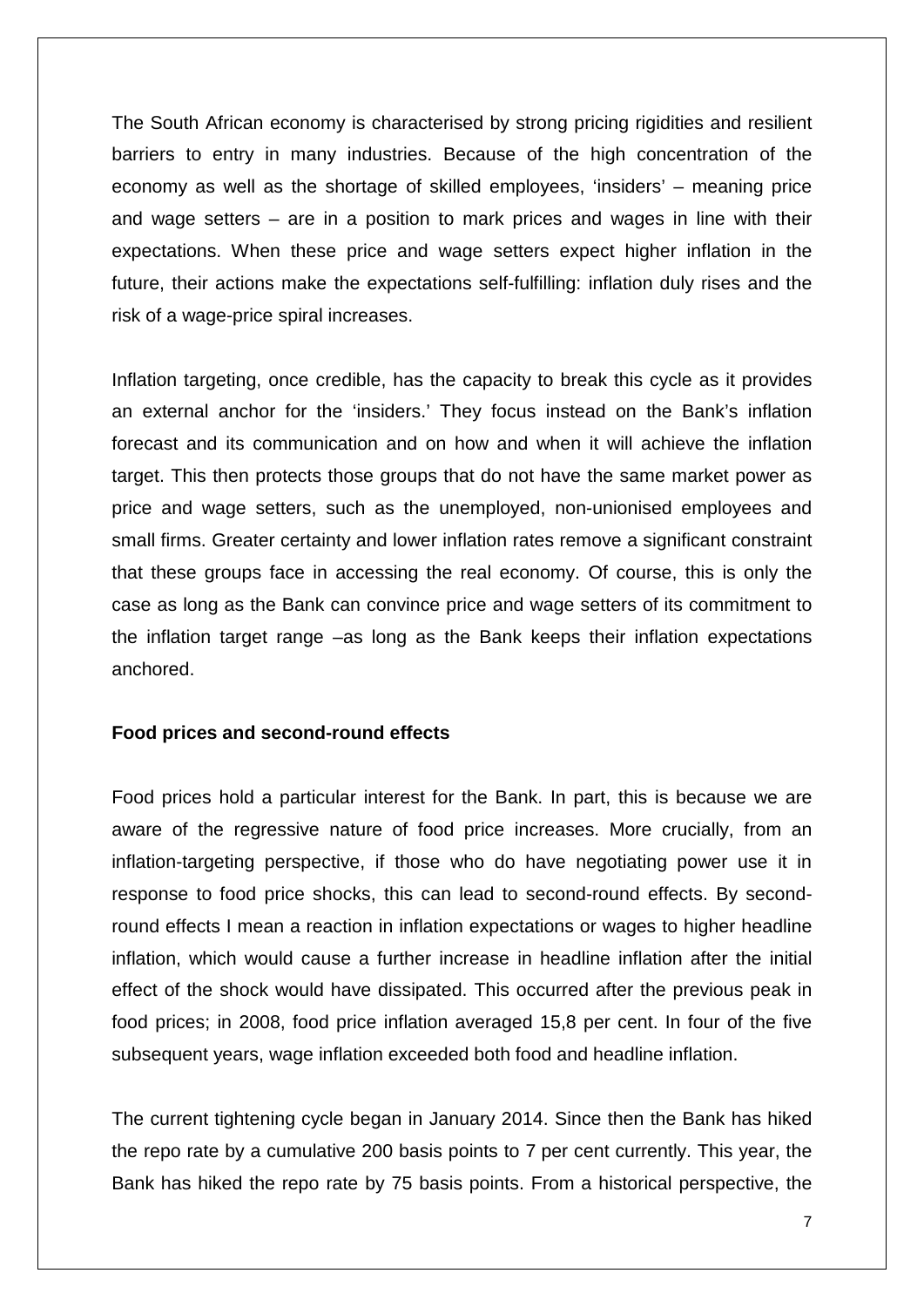The South African economy is characterised by strong pricing rigidities and resilient barriers to entry in many industries. Because of the high concentration of the economy as well as the shortage of skilled employees, 'insiders' – meaning price and wage setters – are in a position to mark prices and wages in line with their expectations. When these price and wage setters expect higher inflation in the future, their actions make the expectations self-fulfilling: inflation duly rises and the risk of a wage-price spiral increases.

Inflation targeting, once credible, has the capacity to break this cycle as it provides an external anchor for the 'insiders.' They focus instead on the Bank's inflation forecast and its communication and on how and when it will achieve the inflation target. This then protects those groups that do not have the same market power as price and wage setters, such as the unemployed, non-unionised employees and small firms. Greater certainty and lower inflation rates remove a significant constraint that these groups face in accessing the real economy. Of course, this is only the case as long as the Bank can convince price and wage setters of its commitment to the inflation target range –as long as the Bank keeps their inflation expectations anchored.

**Food prices and second-round effects**

Food prices hold a particular interest for the Bank. In part, this is because we are aware of the regressive nature of food price increases. More crucially, from an inflation-targeting perspective, if those who do have negotiating power use it in response to food price shocks, this can lead to second-round effects. By second-round effects I mean a reaction in inflation expectations or wages to higher headline inflation, which would cause a further increase in headline inflation after the initial effect of the shock would have dissipated. This occurred after the previous peak in food prices; in 2008, food price inflation averaged 15,8 per cent. In four of the five subsequent years, wage inflation exceeded both food and headline inflation.

The current tightening cycle began in January 2014. Since then the Bank has hiked the repo rate by a cumulative 200 basis points to 7 per cent currently. This year, the Bank has hiked the repo rate by 75 basis points. From a historical perspective, the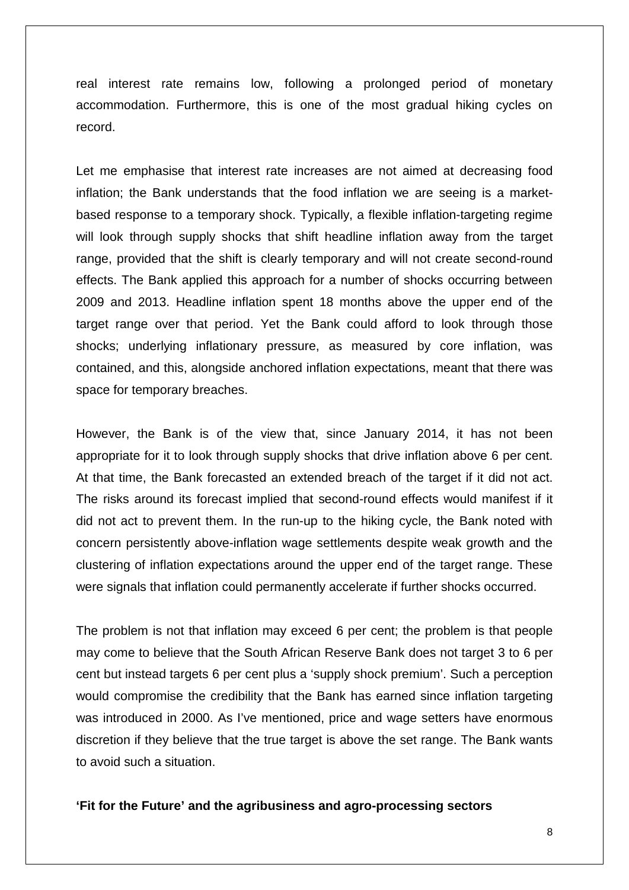real interest rate remains low, following a prolonged period of monetary accommodation. Furthermore, this is one of the most gradual hiking cycles on record.

Let me emphasise that interest rate increases are not aimed at decreasing food inflation; the Bank understands that the food inflation we are seeing is a market-based response to a temporary shock. Typically, a flexible inflation-targeting regime will look through supply shocks that shift headline inflation away from the target range, provided that the shift is clearly temporary and will not create second-round effects. The Bank applied this approach for a number of shocks occurring between 2009 and 2013. Headline inflation spent 18 months above the upper end of the target range over that period. Yet the Bank could afford to look through those shocks; underlying inflationary pressure, as measured by core inflation, was contained, and this, alongside anchored inflation expectations, meant that there was space for temporary breaches.

However, the Bank is of the view that, since January 2014, it has not been appropriate for it to look through supply shocks that drive inflation above 6 per cent. At that time, the Bank forecasted an extended breach of the target if it did not act. The risks around its forecast implied that second-round effects would manifest if it did not act to prevent them. In the run-up to the hiking cycle, the Bank noted with concern persistently above-inflation wage settlements despite weak growth and the clustering of inflation expectations around the upper end of the target range. These were signals that inflation could permanently accelerate if further shocks occurred.

The problem is not that inflation may exceed 6 per cent; the problem is that people may come to believe that the South African Reserve Bank does not target 3 to 6 per cent but instead targets 6 per cent plus a 'supply shock premium'. Such a perception would compromise the credibility that the Bank has earned since inflation targeting was introduced in 2000. As I've mentioned, price and wage setters have enormous discretion if they believe that the true target is above the set range. The Bank wants to avoid such a situation.

**'Fit for the Future' and the agribusiness and agro-processing sectors**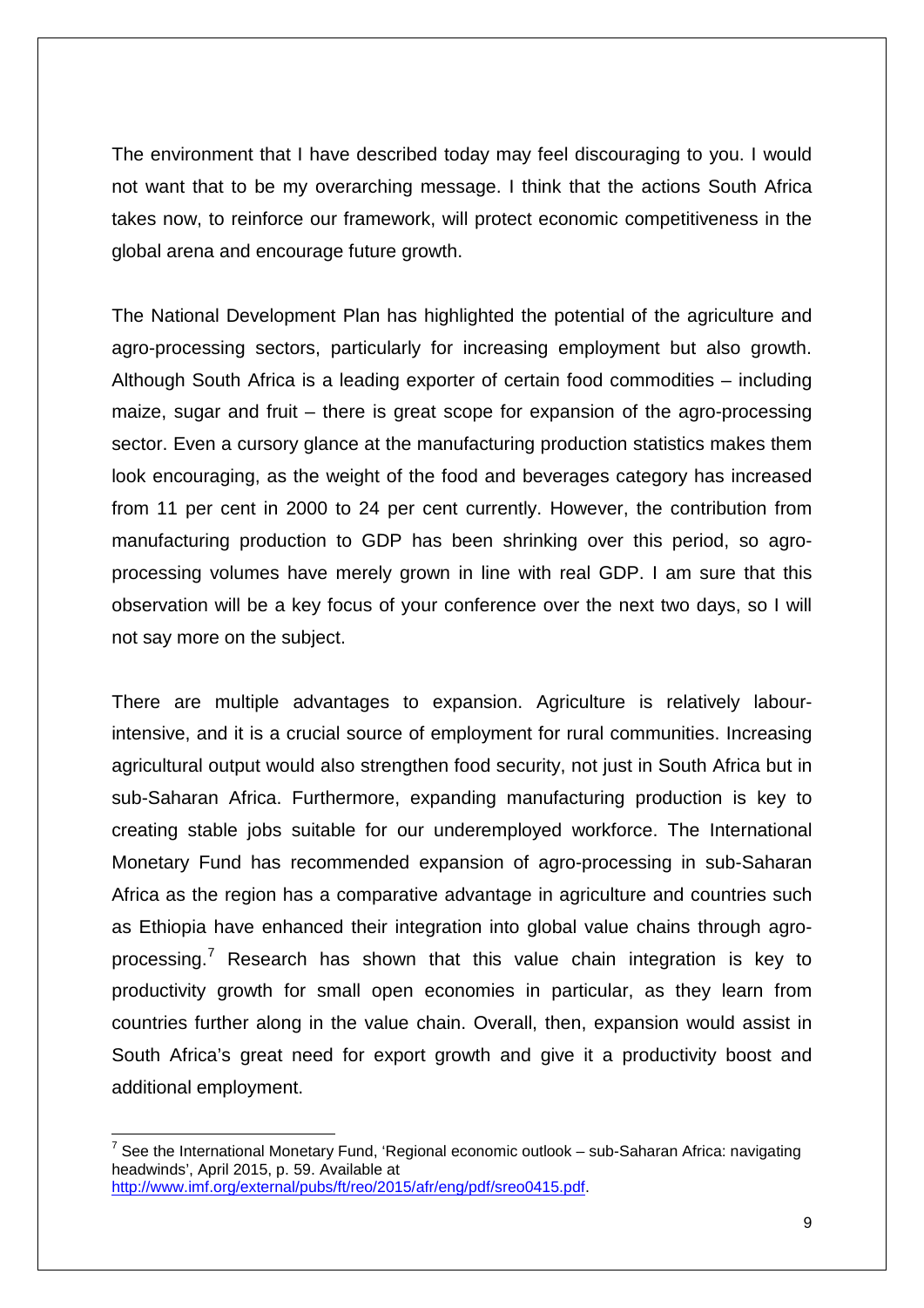The environment that I have described today may feel discouraging to you. I would not want that to be my overarching message. I think that the actions South Africa takes now, to reinforce our framework, will protect economic competitiveness in the global arena and encourage future growth.

The National Development Plan has highlighted the potential of the agriculture and agro-processing sectors, particularly for increasing employment but also growth. Although South Africa is a leading exporter of certain food commodities – including maize, sugar and fruit – there is great scope for expansion of the agro-processing sector. Even a cursory glance at the manufacturing production statistics makes them look encouraging, as the weight of the food and beverages category has increased from 11 per cent in 2000 to 24 per cent currently. However, the contribution from manufacturing production to GDP has been shrinking over this period, so agro-processing volumes have merely grown in line with real GDP. I am sure that this observation will be a key focus of your conference over the next two days, so I will not say more on the subject.

There are multiple advantages to expansion. Agriculture is relatively labour-intensive, and it is a crucial source of employment for rural communities. Increasing agricultural output would also strengthen food security, not just in South Africa but in sub-Saharan Africa. Furthermore, expanding manufacturing production is key to creating stable jobs suitable for our underemployed workforce. The International Monetary Fund has recommended expansion of agro-processing in sub-Saharan Africa as the region has a comparative advantage in agriculture and countries such as Ethiopia have enhanced their integration into global value chains through agro-processing.[7] Research has shown that this value chain integration is key to productivity growth for small open economies in particular, as they learn from countries further along in the value chain. Overall, then, expansion would assist in South Africa's great need for export growth and give it a productivity boost and additional employment.

---

[7] See the International Monetary Fund, 'Regional economic outlook – sub-Saharan Africa: navigating headwinds', April 2015, p. 59. Available at http://www.imf.org/external/pubs/ft/reo/2015/afr/eng/pdf/sreo0415.pdf.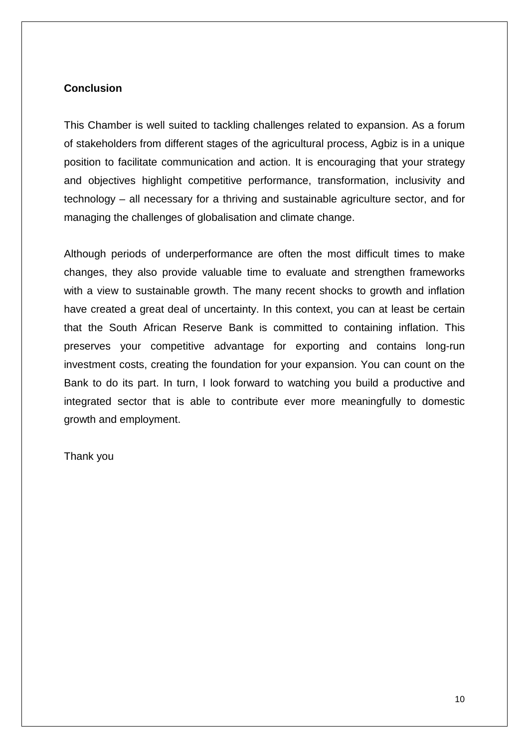**Conclusion**

This Chamber is well suited to tackling challenges related to expansion. As a forum of stakeholders from different stages of the agricultural process, Agbiz is in a unique position to facilitate communication and action. It is encouraging that your strategy and objectives highlight competitive performance, transformation, inclusivity and technology – all necessary for a thriving and sustainable agriculture sector, and for managing the challenges of globalisation and climate change.

Although periods of underperformance are often the most difficult times to make changes, they also provide valuable time to evaluate and strengthen frameworks with a view to sustainable growth. The many recent shocks to growth and inflation have created a great deal of uncertainty. In this context, you can at least be certain that the South African Reserve Bank is committed to containing inflation. This preserves your competitive advantage for exporting and contains long-run investment costs, creating the foundation for your expansion. You can count on the Bank to do its part. In turn, I look forward to watching you build a productive and integrated sector that is able to contribute ever more meaningfully to domestic growth and employment.

Thank you